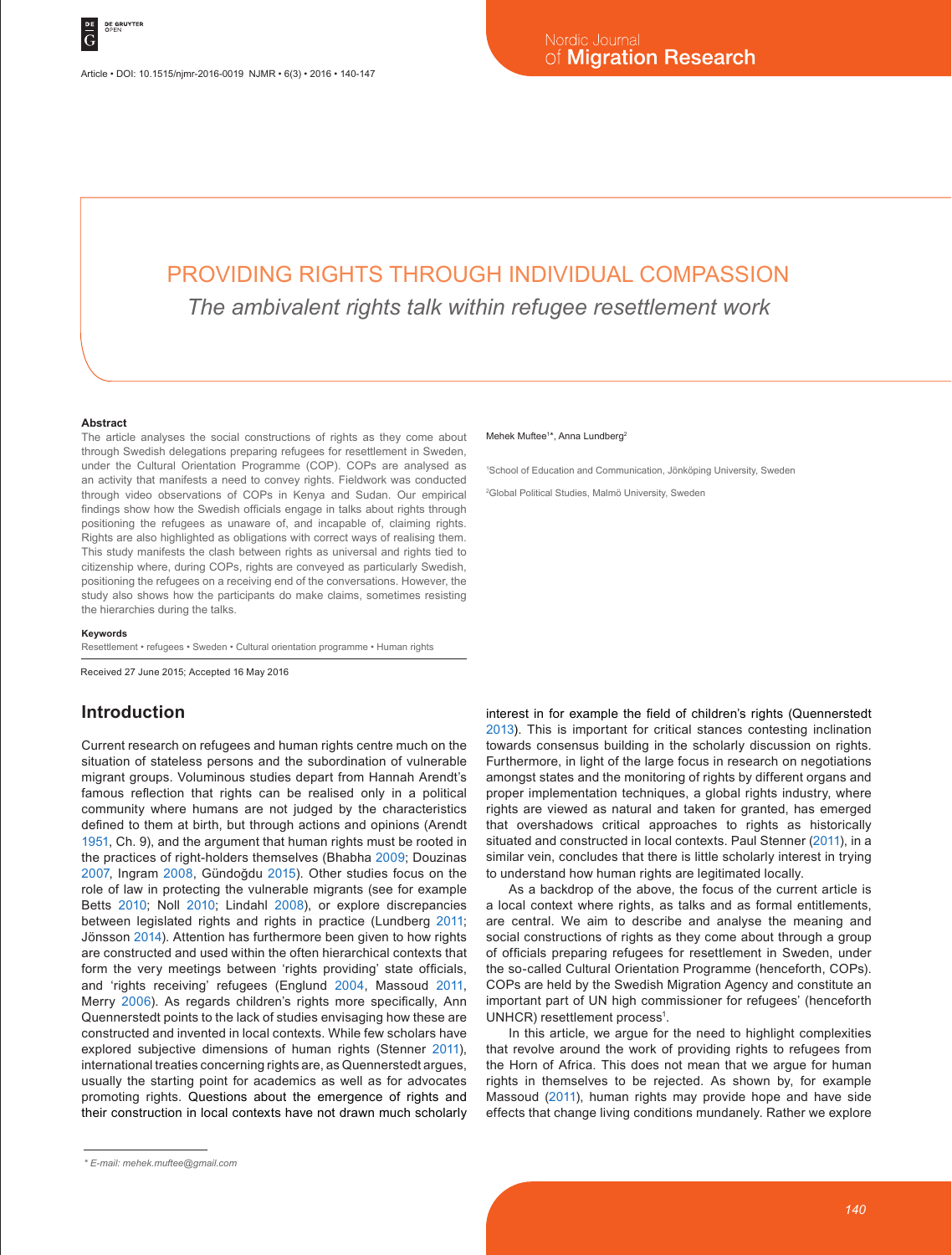# PROVIDING RIGHTS THROUGH INDIVIDUAL COMPASSION

*The ambivalent rights talk within refugee resettlement work*

Mehek Muftee[1]*, Anna Lundberg[2]

[1]School of Education and Communication, Jönköping University, Sweden

[2]Global Political Studies, Malmö University, Sweden

### Abstract

The article analyses the social constructions of rights as they come about through Swedish delegations preparing refugees for resettlement in Sweden, under the Cultural Orientation Programme (COP). COPs are analysed as an activity that manifests a need to convey rights. Fieldwork was conducted through video observations of COPs in Kenya and Sudan. Our empirical findings show how the Swedish officials engage in talks about rights through positioning the refugees as unaware of, and incapable of, claiming rights. Rights are also highlighted as obligations with correct ways of realising them. This study manifests the clash between rights as universal and rights tied to citizenship where, during COPs, rights are conveyed as particularly Swedish, positioning the refugees on a receiving end of the conversations. However, the study also shows how the participants do make claims, sometimes resisting the hierarchies during the talks.

### Keywords

Resettlement • refugees • Sweden • Cultural orientation programme • Human rights

Received 27 June 2015; Accepted 16 May 2016

## Introduction

Current research on refugees and human rights centre much on the situation of stateless persons and the subordination of vulnerable migrant groups. Voluminous studies depart from Hannah Arendt's famous reflection that rights can be realised only in a political community where humans are not judged by the characteristics defined to them at birth, but through actions and opinions (Arendt 1951, Ch. 9), and the argument that human rights must be rooted in the practices of right-holders themselves (Bhabha 2009; Douzinas 2007, Ingram 2008, Gündoğdu 2015). Other studies focus on the role of law in protecting the vulnerable migrants (see for example Betts 2010; Noll 2010; Lindahl 2008), or explore discrepancies between legislated rights and rights in practice (Lundberg 2011; Jönsson 2014). Attention has furthermore been given to how rights are constructed and used within the often hierarchical contexts that form the very meetings between 'rights providing' state officials, and 'rights receiving' refugees (Englund 2004, Massoud 2011, Merry 2006). As regards children's rights more specifically, Ann Quennerstedt points to the lack of studies envisaging how these are constructed and invented in local contexts. While few scholars have explored subjective dimensions of human rights (Stenner 2011), international treaties concerning rights are, as Quennerstedt argues, usually the starting point for academics as well as for advocates promoting rights. Questions about the emergence of rights and their construction in local contexts have not drawn much scholarly interest in for example the field of children's rights (Quennerstedt 2013). This is important for critical stances contesting inclination towards consensus building in the scholarly discussion on rights. Furthermore, in light of the large focus in research on negotiations amongst states and the monitoring of rights by different organs and proper implementation techniques, a global rights industry, where rights are viewed as natural and taken for granted, has emerged that overshadows critical approaches to rights as historically situated and constructed in local contexts. Paul Stenner (2011), in a similar vein, concludes that there is little scholarly interest in trying to understand how human rights are legitimated locally.

As a backdrop of the above, the focus of the current article is a local context where rights, as talks and as formal entitlements, are central. We aim to describe and analyse the meaning and social constructions of rights as they come about through a group of officials preparing refugees for resettlement in Sweden, under the Cultural Orientation Programme (henceforth, COPs). COPs are held by the Swedish Migration Agency and constitute an important part of UN high commissioner for refugees' (henceforth UNHCR) resettlement process[1].

In this article, we argue for the need to highlight complexities that revolve around the work of providing rights to refugees from the Horn of Africa. This does not mean that we argue for human rights in themselves to be rejected. As shown by, for example Massoud (2011), human rights may provide hope and have side effects that change living conditions mundanely. Rather we explore

\* E-mail: mehek.muftee@gmail.com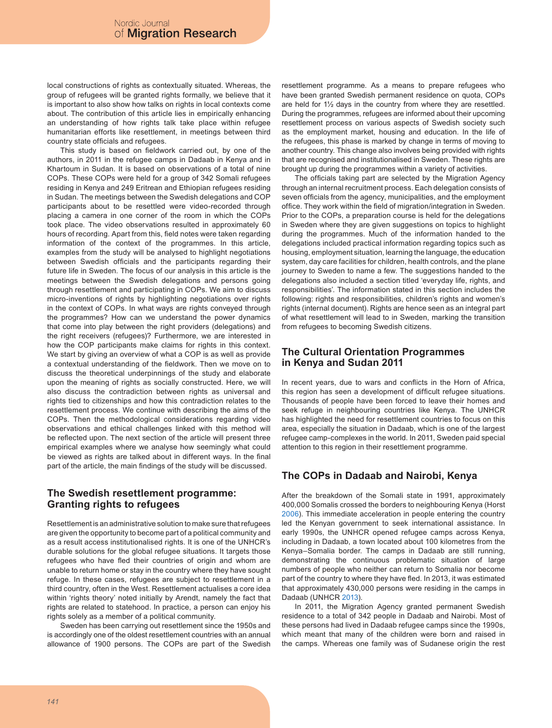local constructions of rights as contextually situated. Whereas, the group of refugees will be granted rights formally, we believe that it is important to also show how talks on rights in local contexts come about. The contribution of this article lies in empirically enhancing an understanding of how rights talk take place within refugee humanitarian efforts like resettlement, in meetings between third country state officials and refugees.

This study is based on fieldwork carried out, by one of the authors, in 2011 in the refugee camps in Dadaab in Kenya and in Khartoum in Sudan. It is based on observations of a total of nine COPs. These COPs were held for a group of 342 Somali refugees residing in Kenya and 249 Eritrean and Ethiopian refugees residing in Sudan. The meetings between the Swedish delegations and COP participants about to be resettled were video-recorded through placing a camera in one corner of the room in which the COPs took place. The video observations resulted in approximately 60 hours of recording. Apart from this, field notes were taken regarding information of the context of the programmes. In this article, examples from the study will be analysed to highlight negotiations between Swedish officials and the participants regarding their future life in Sweden. The focus of our analysis in this article is the meetings between the Swedish delegations and persons going through resettlement and participating in COPs. We aim to discuss micro-inventions of rights by highlighting negotiations over rights in the context of COPs. In what ways are rights conveyed through the programmes? How can we understand the power dynamics that come into play between the right providers (delegations) and the right receivers (refugees)? Furthermore, we are interested in how the COP participants make claims for rights in this context. We start by giving an overview of what a COP is as well as provide a contextual understanding of the fieldwork. Then we move on to discuss the theoretical underpinnings of the study and elaborate upon the meaning of rights as socially constructed. Here, we will also discuss the contradiction between rights as universal and rights tied to citizenships and how this contradiction relates to the resettlement process. We continue with describing the aims of the COPs. Then the methodological considerations regarding video observations and ethical challenges linked with this method will be reflected upon. The next section of the article will present three empirical examples where we analyse how seemingly what could be viewed as rights are talked about in different ways. In the final part of the article, the main findings of the study will be discussed.

## The Swedish resettlement programme: Granting rights to refugees

Resettlement is an administrative solution to make sure that refugees are given the opportunity to become part of a political community and as a result access institutionalised rights. It is one of the UNHCR's durable solutions for the global refugee situations. It targets those refugees who have fled their countries of origin and whom are unable to return home or stay in the country where they have sought refuge. In these cases, refugees are subject to resettlement in a third country, often in the West. Resettlement actualises a core idea within 'rights theory' noted initially by Arendt, namely the fact that rights are related to statehood. In practice, a person can enjoy his rights solely as a member of a political community.

Sweden has been carrying out resettlement since the 1950s and is accordingly one of the oldest resettlement countries with an annual allowance of 1900 persons. The COPs are part of the Swedish resettlement programme. As a means to prepare refugees who have been granted Swedish permanent residence on quota, COPs are held for 1½ days in the country from where they are resettled. During the programmes, refugees are informed about their upcoming resettlement process on various aspects of Swedish society such as the employment market, housing and education. In the life of the refugees, this phase is marked by change in terms of moving to another country. This change also involves being provided with rights that are recognised and institutionalised in Sweden. These rights are brought up during the programmes within a variety of activities.

The officials taking part are selected by the Migration Agency through an internal recruitment process. Each delegation consists of seven officials from the agency, municipalities, and the employment office. They work within the field of migration/integration in Sweden. Prior to the COPs, a preparation course is held for the delegations in Sweden where they are given suggestions on topics to highlight during the programmes. Much of the information handed to the delegations included practical information regarding topics such as housing, employment situation, learning the language, the education system, day care facilities for children, health controls, and the plane journey to Sweden to name a few. The suggestions handed to the delegations also included a section titled 'everyday life, rights, and responsibilities'. The information stated in this section includes the following: rights and responsibilities, children's rights and women's rights (internal document). Rights are hence seen as an integral part of what resettlement will lead to in Sweden, marking the transition from refugees to becoming Swedish citizens.

## The Cultural Orientation Programmes in Kenya and Sudan 2011

In recent years, due to wars and conflicts in the Horn of Africa, this region has seen a development of difficult refugee situations. Thousands of people have been forced to leave their homes and seek refuge in neighbouring countries like Kenya. The UNHCR has highlighted the need for resettlement countries to focus on this area, especially the situation in Dadaab, which is one of the largest refugee camp-complexes in the world. In 2011, Sweden paid special attention to this region in their resettlement programme.

## The COPs in Dadaab and Nairobi, Kenya

After the breakdown of the Somali state in 1991, approximately 400,000 Somalis crossed the borders to neighbouring Kenya (Horst 2006). This immediate acceleration in people entering the country led the Kenyan government to seek international assistance. In early 1990s, the UNHCR opened refugee camps across Kenya, including in Dadaab, a town located about 100 kilometres from the Kenya–Somalia border. The camps in Dadaab are still running, demonstrating the continuous problematic situation of large numbers of people who neither can return to Somalia nor become part of the country to where they have fled. In 2013, it was estimated that approximately 430,000 persons were residing in the camps in Dadaab (UNHCR 2013).

In 2011, the Migration Agency granted permanent Swedish residence to a total of 342 people in Dadaab and Nairobi. Most of these persons had lived in Dadaab refugee camps since the 1990s, which meant that many of the children were born and raised in the camps. Whereas one family was of Sudanese origin the rest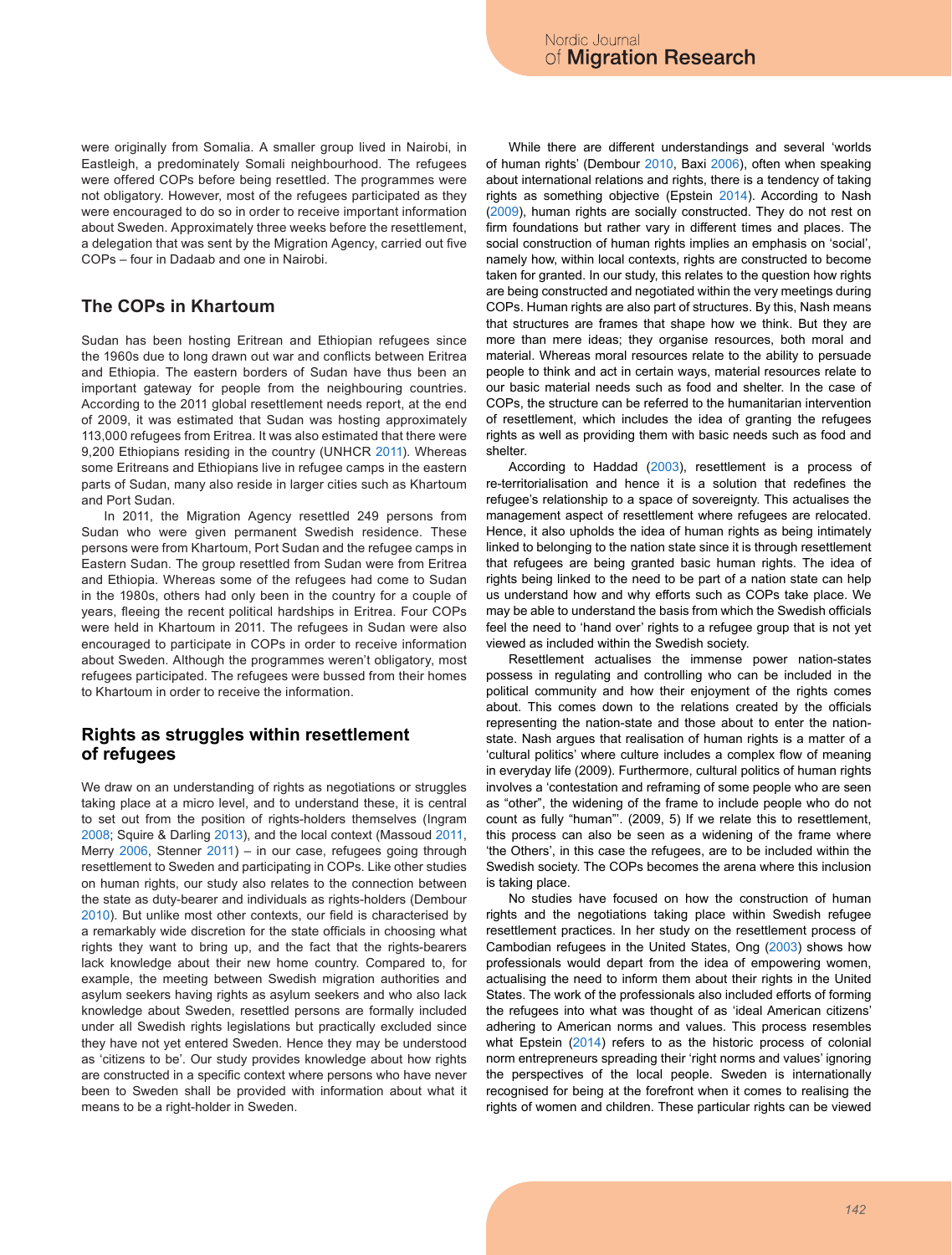were originally from Somalia. A smaller group lived in Nairobi, in Eastleigh, a predominately Somali neighbourhood. The refugees were offered COPs before being resettled. The programmes were not obligatory. However, most of the refugees participated as they were encouraged to do so in order to receive important information about Sweden. Approximately three weeks before the resettlement, a delegation that was sent by the Migration Agency, carried out five COPs – four in Dadaab and one in Nairobi.

## The COPs in Khartoum

Sudan has been hosting Eritrean and Ethiopian refugees since the 1960s due to long drawn out war and conflicts between Eritrea and Ethiopia. The eastern borders of Sudan have thus been an important gateway for people from the neighbouring countries. According to the 2011 global resettlement needs report, at the end of 2009, it was estimated that Sudan was hosting approximately 113,000 refugees from Eritrea. It was also estimated that there were 9,200 Ethiopians residing in the country (UNHCR 2011). Whereas some Eritreans and Ethiopians live in refugee camps in the eastern parts of Sudan, many also reside in larger cities such as Khartoum and Port Sudan.

In 2011, the Migration Agency resettled 249 persons from Sudan who were given permanent Swedish residence. These persons were from Khartoum, Port Sudan and the refugee camps in Eastern Sudan. The group resettled from Sudan were from Eritrea and Ethiopia. Whereas some of the refugees had come to Sudan in the 1980s, others had only been in the country for a couple of years, fleeing the recent political hardships in Eritrea. Four COPs were held in Khartoum in 2011. The refugees in Sudan were also encouraged to participate in COPs in order to receive information about Sweden. Although the programmes weren't obligatory, most refugees participated. The refugees were bussed from their homes to Khartoum in order to receive the information.

## Rights as struggles within resettlement of refugees

We draw on an understanding of rights as negotiations or struggles taking place at a micro level, and to understand these, it is central to set out from the position of rights-holders themselves (Ingram 2008; Squire & Darling 2013), and the local context (Massoud 2011, Merry 2006, Stenner 2011) – in our case, refugees going through resettlement to Sweden and participating in COPs. Like other studies on human rights, our study also relates to the connection between the state as duty-bearer and individuals as rights-holders (Dembour 2010). But unlike most other contexts, our field is characterised by a remarkably wide discretion for the state officials in choosing what rights they want to bring up, and the fact that the rights-bearers lack knowledge about their new home country. Compared to, for example, the meeting between Swedish migration authorities and asylum seekers having rights as asylum seekers and who also lack knowledge about Sweden, resettled persons are formally included under all Swedish rights legislations but practically excluded since they have not yet entered Sweden. Hence they may be understood as 'citizens to be'. Our study provides knowledge about how rights are constructed in a specific context where persons who have never been to Sweden shall be provided with information about what it means to be a right-holder in Sweden.

While there are different understandings and several 'worlds of human rights' (Dembour 2010, Baxi 2006), often when speaking about international relations and rights, there is a tendency of taking rights as something objective (Epstein 2014). According to Nash (2009), human rights are socially constructed. They do not rest on firm foundations but rather vary in different times and places. The social construction of human rights implies an emphasis on 'social', namely how, within local contexts, rights are constructed to become taken for granted. In our study, this relates to the question how rights are being constructed and negotiated within the very meetings during COPs. Human rights are also part of structures. By this, Nash means that structures are frames that shape how we think. But they are more than mere ideas; they organise resources, both moral and material. Whereas moral resources relate to the ability to persuade people to think and act in certain ways, material resources relate to our basic material needs such as food and shelter. In the case of COPs, the structure can be referred to the humanitarian intervention of resettlement, which includes the idea of granting the refugees rights as well as providing them with basic needs such as food and shelter.

According to Haddad (2003), resettlement is a process of re-territorialisation and hence it is a solution that redefines the refugee's relationship to a space of sovereignty. This actualises the management aspect of resettlement where refugees are relocated. Hence, it also upholds the idea of human rights as being intimately linked to belonging to the nation state since it is through resettlement that refugees are being granted basic human rights. The idea of rights being linked to the need to be part of a nation state can help us understand how and why efforts such as COPs take place. We may be able to understand the basis from which the Swedish officials feel the need to 'hand over' rights to a refugee group that is not yet viewed as included within the Swedish society.

Resettlement actualises the immense power nation-states possess in regulating and controlling who can be included in the political community and how their enjoyment of the rights comes about. This comes down to the relations created by the officials representing the nation-state and those about to enter the nation-state. Nash argues that realisation of human rights is a matter of a 'cultural politics' where culture includes a complex flow of meaning in everyday life (2009). Furthermore, cultural politics of human rights involves a 'contestation and reframing of some people who are seen as "other", the widening of the frame to include people who do not count as fully "human"'. (2009, 5) If we relate this to resettlement, this process can also be seen as a widening of the frame where 'the Others', in this case the refugees, are to be included within the Swedish society. The COPs becomes the arena where this inclusion is taking place.

No studies have focused on how the construction of human rights and the negotiations taking place within Swedish refugee resettlement practices. In her study on the resettlement process of Cambodian refugees in the United States, Ong (2003) shows how professionals would depart from the idea of empowering women, actualising the need to inform them about their rights in the United States. The work of the professionals also included efforts of forming the refugees into what was thought of as 'ideal American citizens' adhering to American norms and values. This process resembles what Epstein (2014) refers to as the historic process of colonial norm entrepreneurs spreading their 'right norms and values' ignoring the perspectives of the local people. Sweden is internationally recognised for being at the forefront when it comes to realising the rights of women and children. These particular rights can be viewed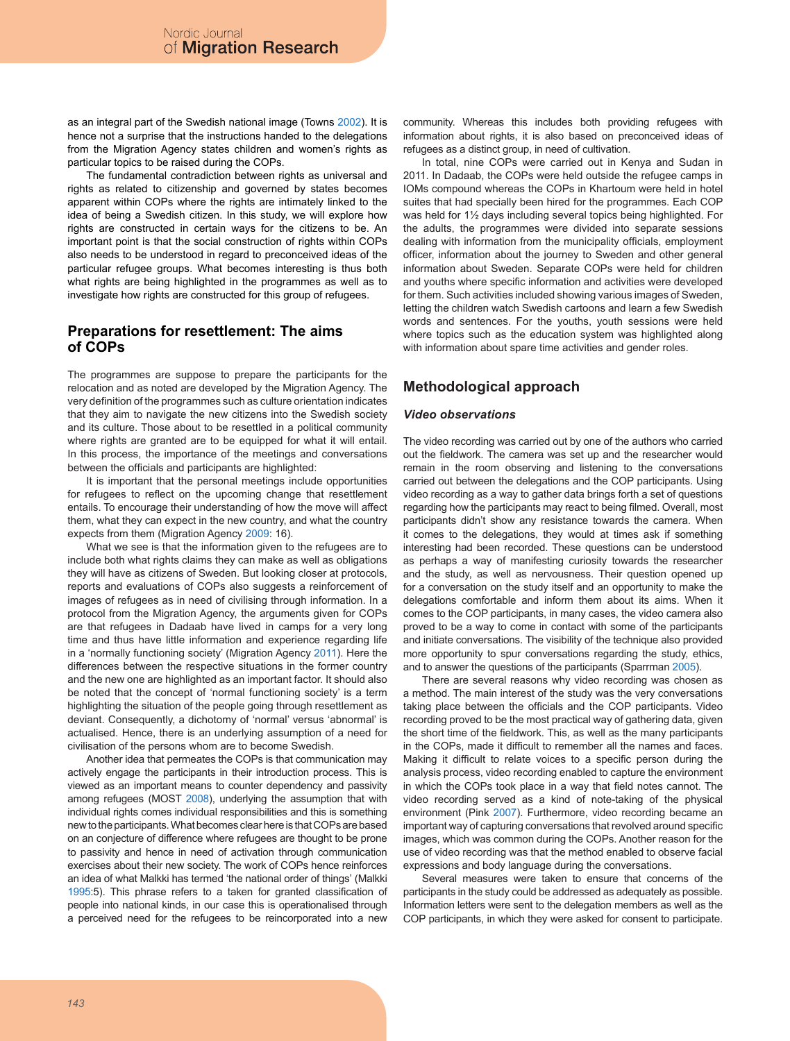as an integral part of the Swedish national image (Towns 2002). It is hence not a surprise that the instructions handed to the delegations from the Migration Agency states children and women's rights as particular topics to be raised during the COPs.

The fundamental contradiction between rights as universal and rights as related to citizenship and governed by states becomes apparent within COPs where the rights are intimately linked to the idea of being a Swedish citizen. In this study, we will explore how rights are constructed in certain ways for the citizens to be. An important point is that the social construction of rights within COPs also needs to be understood in regard to preconceived ideas of the particular refugee groups. What becomes interesting is thus both what rights are being highlighted in the programmes as well as to investigate how rights are constructed for this group of refugees.

## Preparations for resettlement: The aims of COPs

The programmes are suppose to prepare the participants for the relocation and as noted are developed by the Migration Agency. The very definition of the programmes such as culture orientation indicates that they aim to navigate the new citizens into the Swedish society and its culture. Those about to be resettled in a political community where rights are granted are to be equipped for what it will entail. In this process, the importance of the meetings and conversations between the officials and participants are highlighted:

It is important that the personal meetings include opportunities for refugees to reflect on the upcoming change that resettlement entails. To encourage their understanding of how the move will affect them, what they can expect in the new country, and what the country expects from them (Migration Agency 2009: 16).

What we see is that the information given to the refugees are to include both what rights claims they can make as well as obligations they will have as citizens of Sweden. But looking closer at protocols, reports and evaluations of COPs also suggests a reinforcement of images of refugees as in need of civilising through information. In a protocol from the Migration Agency, the arguments given for COPs are that refugees in Dadaab have lived in camps for a very long time and thus have little information and experience regarding life in a 'normally functioning society' (Migration Agency 2011). Here the differences between the respective situations in the former country and the new one are highlighted as an important factor. It should also be noted that the concept of 'normal functioning society' is a term highlighting the situation of the people going through resettlement as deviant. Consequently, a dichotomy of 'normal' versus 'abnormal' is actualised. Hence, there is an underlying assumption of a need for civilisation of the persons whom are to become Swedish.

Another idea that permeates the COPs is that communication may actively engage the participants in their introduction process. This is viewed as an important means to counter dependency and passivity among refugees (MOST 2008), underlying the assumption that with individual rights comes individual responsibilities and this is something new to the participants. What becomes clear here is that COPs are based on an conjecture of difference where refugees are thought to be prone to passivity and hence in need of activation through communication exercises about their new society. The work of COPs hence reinforces an idea of what Malkki has termed 'the national order of things' (Malkki 1995:5). This phrase refers to a taken for granted classification of people into national kinds, in our case this is operationalised through a perceived need for the refugees to be reincorporated into a new community. Whereas this includes both providing refugees with information about rights, it is also based on preconceived ideas of refugees as a distinct group, in need of cultivation.

In total, nine COPs were carried out in Kenya and Sudan in 2011. In Dadaab, the COPs were held outside the refugee camps in IOMs compound whereas the COPs in Khartoum were held in hotel suites that had specially been hired for the programmes. Each COP was held for 1½ days including several topics being highlighted. For the adults, the programmes were divided into separate sessions dealing with information from the municipality officials, employment officer, information about the journey to Sweden and other general information about Sweden. Separate COPs were held for children and youths where specific information and activities were developed for them. Such activities included showing various images of Sweden, letting the children watch Swedish cartoons and learn a few Swedish words and sentences. For the youths, youth sessions were held where topics such as the education system was highlighted along with information about spare time activities and gender roles.

## Methodological approach

### *Video observations*

The video recording was carried out by one of the authors who carried out the fieldwork. The camera was set up and the researcher would remain in the room observing and listening to the conversations carried out between the delegations and the COP participants. Using video recording as a way to gather data brings forth a set of questions regarding how the participants may react to being filmed. Overall, most participants didn't show any resistance towards the camera. When it comes to the delegations, they would at times ask if something interesting had been recorded. These questions can be understood as perhaps a way of manifesting curiosity towards the researcher and the study, as well as nervousness. Their question opened up for a conversation on the study itself and an opportunity to make the delegations comfortable and inform them about its aims. When it comes to the COP participants, in many cases, the video camera also proved to be a way to come in contact with some of the participants and initiate conversations. The visibility of the technique also provided more opportunity to spur conversations regarding the study, ethics, and to answer the questions of the participants (Sparrman 2005).

There are several reasons why video recording was chosen as a method. The main interest of the study was the very conversations taking place between the officials and the COP participants. Video recording proved to be the most practical way of gathering data, given the short time of the fieldwork. This, as well as the many participants in the COPs, made it difficult to remember all the names and faces. Making it difficult to relate voices to a specific person during the analysis process, video recording enabled to capture the environment in which the COPs took place in a way that field notes cannot. The video recording served as a kind of note-taking of the physical environment (Pink 2007). Furthermore, video recording became an important way of capturing conversations that revolved around specific images, which was common during the COPs. Another reason for the use of video recording was that the method enabled to observe facial expressions and body language during the conversations.

Several measures were taken to ensure that concerns of the participants in the study could be addressed as adequately as possible. Information letters were sent to the delegation members as well as the COP participants, in which they were asked for consent to participate.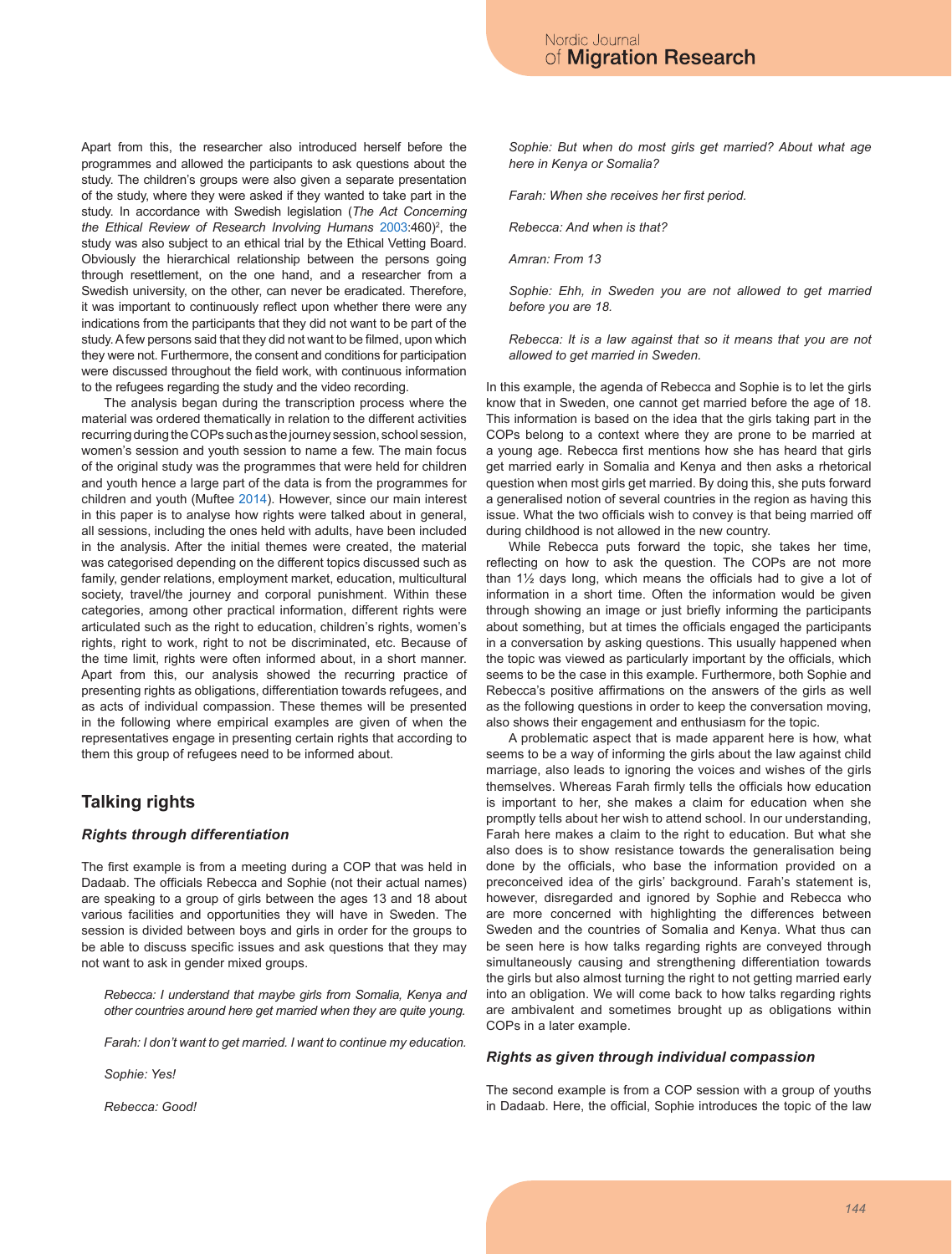Apart from this, the researcher also introduced herself before the programmes and allowed the participants to ask questions about the study. The children's groups were also given a separate presentation of the study, where they were asked if they wanted to take part in the study. In accordance with Swedish legislation (*The Act Concerning the Ethical Review of Research Involving Humans* 2003:460)[2], the study was also subject to an ethical trial by the Ethical Vetting Board. Obviously the hierarchical relationship between the persons going through resettlement, on the one hand, and a researcher from a Swedish university, on the other, can never be eradicated. Therefore, it was important to continuously reflect upon whether there were any indications from the participants that they did not want to be part of the study. A few persons said that they did not want to be filmed, upon which they were not. Furthermore, the consent and conditions for participation were discussed throughout the field work, with continuous information to the refugees regarding the study and the video recording.

The analysis began during the transcription process where the material was ordered thematically in relation to the different activities recurring during the COPs such as the journey session, school session, women's session and youth session to name a few. The main focus of the original study was the programmes that were held for children and youth hence a large part of the data is from the programmes for children and youth (Muftee 2014). However, since our main interest in this paper is to analyse how rights were talked about in general, all sessions, including the ones held with adults, have been included in the analysis. After the initial themes were created, the material was categorised depending on the different topics discussed such as family, gender relations, employment market, education, multicultural society, travel/the journey and corporal punishment. Within these categories, among other practical information, different rights were articulated such as the right to education, children's rights, women's rights, right to work, right to not be discriminated, etc. Because of the time limit, rights were often informed about, in a short manner. Apart from this, our analysis showed the recurring practice of presenting rights as obligations, differentiation towards refugees, and as acts of individual compassion. These themes will be presented in the following where empirical examples are given of when the representatives engage in presenting certain rights that according to them this group of refugees need to be informed about.

## Talking rights

### *Rights through differentiation*

The first example is from a meeting during a COP that was held in Dadaab. The officials Rebecca and Sophie (not their actual names) are speaking to a group of girls between the ages 13 and 18 about various facilities and opportunities they will have in Sweden. The session is divided between boys and girls in order for the groups to be able to discuss specific issues and ask questions that they may not want to ask in gender mixed groups.

> *Rebecca: I understand that maybe girls from Somalia, Kenya and other countries around here get married when they are quite young.*
>
> *Farah: I don't want to get married. I want to continue my education.*
>
> *Sophie: Yes!*
>
> *Rebecca: Good!*
>
> *Sophie: But when do most girls get married? About what age here in Kenya or Somalia?*
>
> *Farah: When she receives her first period.*
>
> *Rebecca: And when is that?*
>
> *Amran: From 13*
>
> *Sophie: Ehh, in Sweden you are not allowed to get married before you are 18.*
>
> *Rebecca: It is a law against that so it means that you are not allowed to get married in Sweden.*

In this example, the agenda of Rebecca and Sophie is to let the girls know that in Sweden, one cannot get married before the age of 18. This information is based on the idea that the girls taking part in the COPs belong to a context where they are prone to be married at a young age. Rebecca first mentions how she has heard that girls get married early in Somalia and Kenya and then asks a rhetorical question when most girls get married. By doing this, she puts forward a generalised notion of several countries in the region as having this issue. What the two officials wish to convey is that being married off during childhood is not allowed in the new country.

While Rebecca puts forward the topic, she takes her time, reflecting on how to ask the question. The COPs are not more than 1½ days long, which means the officials had to give a lot of information in a short time. Often the information would be given through showing an image or just briefly informing the participants about something, but at times the officials engaged the participants in a conversation by asking questions. This usually happened when the topic was viewed as particularly important by the officials, which seems to be the case in this example. Furthermore, both Sophie and Rebecca's positive affirmations on the answers of the girls as well as the following questions in order to keep the conversation moving, also shows their engagement and enthusiasm for the topic.

A problematic aspect that is made apparent here is how, what seems to be a way of informing the girls about the law against child marriage, also leads to ignoring the voices and wishes of the girls themselves. Whereas Farah firmly tells the officials how education is important to her, she makes a claim for education when she promptly tells about her wish to attend school. In our understanding, Farah here makes a claim to the right to education. But what she also does is to show resistance towards the generalisation being done by the officials, who base the information provided on a preconceived idea of the girls' background. Farah's statement is, however, disregarded and ignored by Sophie and Rebecca who are more concerned with highlighting the differences between Sweden and the countries of Somalia and Kenya. What thus can be seen here is how talks regarding rights are conveyed through simultaneously causing and strengthening differentiation towards the girls but also almost turning the right to not getting married early into an obligation. We will come back to how talks regarding rights are ambivalent and sometimes brought up as obligations within COPs in a later example.

### *Rights as given through individual compassion*

The second example is from a COP session with a group of youths in Dadaab. Here, the official, Sophie introduces the topic of the law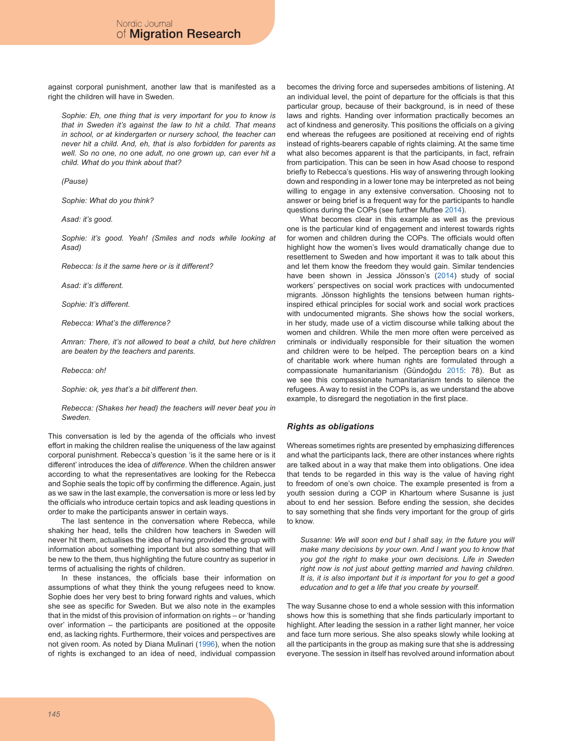against corporal punishment, another law that is manifested as a right the children will have in Sweden.

> *Sophie: Eh, one thing that is very important for you to know is that in Sweden it's against the law to hit a child. That means in school, or at kindergarten or nursery school, the teacher can never hit a child. And, eh, that is also forbidden for parents as well. So no one, no one adult, no one grown up, can ever hit a child. What do you think about that?*
>
> *(Pause)*
>
> *Sophie: What do you think?*
>
> *Asad: it's good.*
>
> *Sophie: it's good. Yeah! (Smiles and nods while looking at Asad)*
>
> *Rebecca: Is it the same here or is it different?*
>
> *Asad: it's different.*
>
> *Sophie: It's different.*
>
> *Rebecca: What's the difference?*
>
> *Amran: There, it's not allowed to beat a child, but here children are beaten by the teachers and parents.*
>
> *Rebecca: oh!*
>
> *Sophie: ok, yes that's a bit different then.*
>
> *Rebecca: (Shakes her head) the teachers will never beat you in Sweden.*

This conversation is led by the agenda of the officials who invest effort in making the children realise the uniqueness of the law against corporal punishment. Rebecca's question 'is it the same here or is it different' introduces the idea of *difference*. When the children answer according to what the representatives are looking for the Rebecca and Sophie seals the topic off by confirming the difference. Again, just as we saw in the last example, the conversation is more or less led by the officials who introduce certain topics and ask leading questions in order to make the participants answer in certain ways.

The last sentence in the conversation where Rebecca, while shaking her head, tells the children how teachers in Sweden will never hit them, actualises the idea of having provided the group with information about something important but also something that will be new to the them, thus highlighting the future country as superior in terms of actualising the rights of children.

In these instances, the officials base their information on assumptions of what they think the young refugees need to know. Sophie does her very best to bring forward rights and values, which she see as specific for Sweden. But we also note in the examples that in the midst of this provision of information on rights – or 'handing over' information – the participants are positioned at the opposite end, as lacking rights. Furthermore, their voices and perspectives are not given room. As noted by Diana Mulinari (1996), when the notion of rights is exchanged to an idea of need, individual compassion becomes the driving force and supersedes ambitions of listening. At an individual level, the point of departure for the officials is that this particular group, because of their background, is in need of these laws and rights. Handing over information practically becomes an act of kindness and generosity. This positions the officials on a giving end whereas the refugees are positioned at receiving end of rights instead of rights-bearers capable of rights claiming. At the same time what also becomes apparent is that the participants, in fact, refrain from participation. This can be seen in how Asad choose to respond briefly to Rebecca's questions. His way of answering through looking down and responding in a lower tone may be interpreted as not being willing to engage in any extensive conversation. Choosing not to answer or being brief is a frequent way for the participants to handle questions during the COPs (see further Muftee 2014).

What becomes clear in this example as well as the previous one is the particular kind of engagement and interest towards rights for women and children during the COPs. The officials would often highlight how the women's lives would dramatically change due to resettlement to Sweden and how important it was to talk about this and let them know the freedom they would gain. Similar tendencies have been shown in Jessica Jönsson's (2014) study of social workers' perspectives on social work practices with undocumented migrants. Jönsson highlights the tensions between human rights-inspired ethical principles for social work and social work practices with undocumented migrants. She shows how the social workers, in her study, made use of a victim discourse while talking about the women and children. While the men more often were perceived as criminals or individually responsible for their situation the women and children were to be helped. The perception bears on a kind of charitable work where human rights are formulated through a compassionate humanitarianism (Gündoğdu 2015: 78). But as we see this compassionate humanitarianism tends to silence the refugees. A way to resist in the COPs is, as we understand the above example, to disregard the negotiation in the first place.

### Rights as obligations

Whereas sometimes rights are presented by emphasizing differences and what the participants lack, there are other instances where rights are talked about in a way that make them into obligations. One idea that tends to be regarded in this way is the value of having right to freedom of one's own choice. The example presented is from a youth session during a COP in Khartoum where Susanne is just about to end her session. Before ending the session, she decides to say something that she finds very important for the group of girls to know.

> *Susanne: We will soon end but I shall say, in the future you will make many decisions by your own. And I want you to know that you got the right to make your own decisions. Life in Sweden right now is not just about getting married and having children. It is, it is also important but it is important for you to get a good education and to get a life that you create by yourself.*

The way Susanne chose to end a whole session with this information shows how this is something that she finds particularly important to highlight. After leading the session in a rather light manner, her voice and face turn more serious. She also speaks slowly while looking at all the participants in the group as making sure that she is addressing everyone. The session in itself has revolved around information about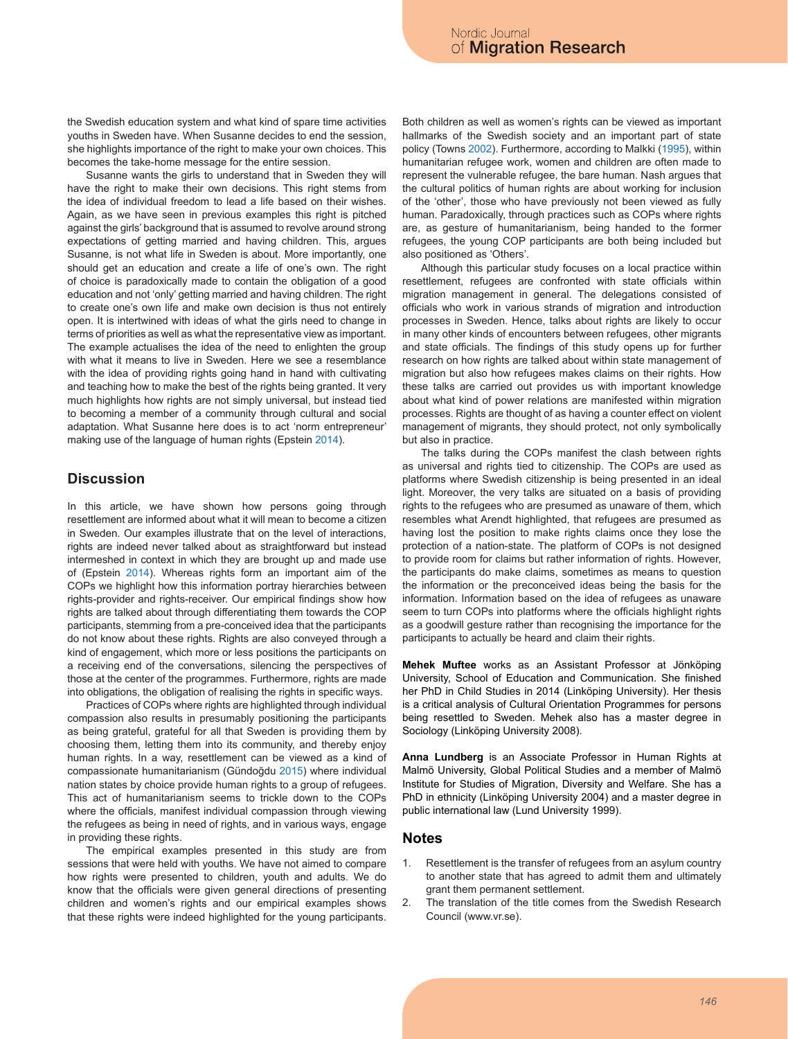the Swedish education system and what kind of spare time activities youths in Sweden have. When Susanne decides to end the session, she highlights importance of the right to make your own choices. This becomes the take-home message for the entire session.

Susanne wants the girls to understand that in Sweden they will have the right to make their own decisions. This right stems from the idea of individual freedom to lead a life based on their wishes. Again, as we have seen in previous examples this right is pitched against the girls' background that is assumed to revolve around strong expectations of getting married and having children. This, argues Susanne, is not what life in Sweden is about. More importantly, one should get an education and create a life of one's own. The right of choice is paradoxically made to contain the obligation of a good education and not 'only' getting married and having children. The right to create one's own life and make own decision is thus not entirely open. It is intertwined with ideas of what the girls need to change in terms of priorities as well as what the representative view as important. The example actualises the idea of the need to enlighten the group with what it means to live in Sweden. Here we see a resemblance with the idea of providing rights going hand in hand with cultivating and teaching how to make the best of the rights being granted. It very much highlights how rights are not simply universal, but instead tied to becoming a member of a community through cultural and social adaptation. What Susanne here does is to act 'norm entrepreneur' making use of the language of human rights (Epstein 2014).

## Discussion

In this article, we have shown how persons going through resettlement are informed about what it will mean to become a citizen in Sweden. Our examples illustrate that on the level of interactions, rights are indeed never talked about as straightforward but instead intermeshed in context in which they are brought up and made use of (Epstein 2014). Whereas rights form an important aim of the COPs we highlight how this information portray hierarchies between rights-provider and rights-receiver. Our empirical findings show how rights are talked about through differentiating them towards the COP participants, stemming from a pre-conceived idea that the participants do not know about these rights. Rights are also conveyed through a kind of engagement, which more or less positions the participants on a receiving end of the conversations, silencing the perspectives of those at the center of the programmes. Furthermore, rights are made into obligations, the obligation of realising the rights in specific ways.

Practices of COPs where rights are highlighted through individual compassion also results in presumably positioning the participants as being grateful, grateful for all that Sweden is providing them by choosing them, letting them into its community, and thereby enjoy human rights. In a way, resettlement can be viewed as a kind of compassionate humanitarianism (Gündoğdu 2015) where individual nation states by choice provide human rights to a group of refugees. This act of humanitarianism seems to trickle down to the COPs where the officials, manifest individual compassion through viewing the refugees as being in need of rights, and in various ways, engage in providing these rights.

The empirical examples presented in this study are from sessions that were held with youths. We have not aimed to compare how rights were presented to children, youth and adults. We do know that the officials were given general directions of presenting children and women's rights and our empirical examples shows that these rights were indeed highlighted for the young participants. Both children as well as women's rights can be viewed as important hallmarks of the Swedish society and an important part of state policy (Towns 2002). Furthermore, according to Malkki (1995), within humanitarian refugee work, women and children are often made to represent the vulnerable refugee, the bare human. Nash argues that the cultural politics of human rights are about working for inclusion of the 'other', those who have previously not been viewed as fully human. Paradoxically, through practices such as COPs where rights are, as gesture of humanitarianism, being handed to the former refugees, the young COP participants are both being included but also positioned as 'Others'.

Although this particular study focuses on a local practice within resettlement, refugees are confronted with state officials within migration management in general. The delegations consisted of officials who work in various strands of migration and introduction processes in Sweden. Hence, talks about rights are likely to occur in many other kinds of encounters between refugees, other migrants and state officials. The findings of this study opens up for further research on how rights are talked about within state management of migration but also how refugees makes claims on their rights. How these talks are carried out provides us with important knowledge about what kind of power relations are manifested within migration processes. Rights are thought of as having a counter effect on violent management of migrants, they should protect, not only symbolically but also in practice.

The talks during the COPs manifest the clash between rights as universal and rights tied to citizenship. The COPs are used as platforms where Swedish citizenship is being presented in an ideal light. Moreover, the very talks are situated on a basis of providing rights to the refugees who are presumed as unaware of them, which resembles what Arendt highlighted, that refugees are presumed as having lost the position to make rights claims once they lose the protection of a nation-state. The platform of COPs is not designed to provide room for claims but rather information of rights. However, the participants do make claims, sometimes as means to question the information or the preconceived ideas being the basis for the information. Information based on the idea of refugees as unaware seem to turn COPs into platforms where the officials highlight rights as a goodwill gesture rather than recognising the importance for the participants to actually be heard and claim their rights.

**Mehek Muftee** works as an Assistant Professor at Jönköping University, School of Education and Communication. She finished her PhD in Child Studies in 2014 (Linköping University). Her thesis is a critical analysis of Cultural Orientation Programmes for persons being resettled to Sweden. Mehek also has a master degree in Sociology (Linköping University 2008).

**Anna Lundberg** is an Associate Professor in Human Rights at Malmö University, Global Political Studies and a member of Malmö Institute for Studies of Migration, Diversity and Welfare. She has a PhD in ethnicity (Linköping University 2004) and a master degree in public international law (Lund University 1999).

## Notes

1. Resettlement is the transfer of refugees from an asylum country to another state that has agreed to admit them and ultimately grant them permanent settlement.
2. The translation of the title comes from the Swedish Research Council (www.vr.se).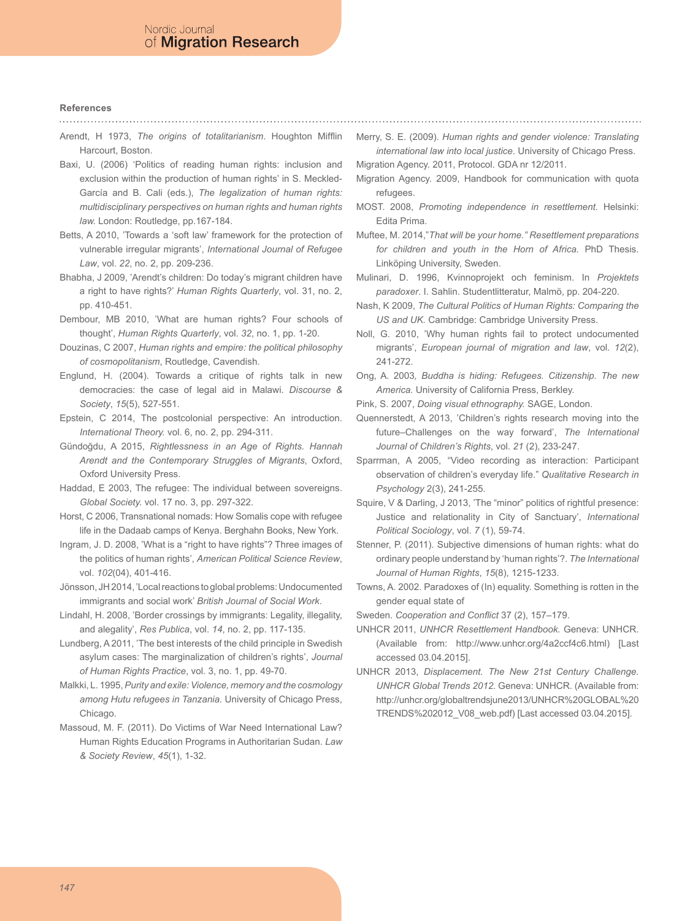### References

Arendt, H 1973, *The origins of totalitarianism*. Houghton Mifflin Harcourt, Boston.

Baxi, U. (2006) 'Politics of reading human rights: inclusion and exclusion within the production of human rights' in S. Meckled-García and B. Cali (eds.), *The legalization of human rights: multidisciplinary perspectives on human rights and human rights law.* London: Routledge, pp.167-184.

Betts, A 2010, 'Towards a 'soft law' framework for the protection of vulnerable irregular migrants', *International Journal of Refugee Law*, vol. *22*, no. 2, pp. 209-236.

Bhabha, J 2009, 'Arendt's children: Do today's migrant children have a right to have rights?' *Human Rights Quarterly*, vol. 31, no. 2, pp. 410-451.

Dembour, MB 2010, 'What are human rights? Four schools of thought', *Human Rights Quarterly*, vol. *32*, no. 1, pp. 1-20.

Douzinas, C 2007, *Human rights and empire: the political philosophy of cosmopolitanism*, Routledge, Cavendish.

Englund, H. (2004). Towards a critique of rights talk in new democracies: the case of legal aid in Malawi. *Discourse & Society*, *15*(5), 527-551.

Epstein, C 2014, The postcolonial perspective: An introduction. *International Theory.* vol. 6, no. 2, pp. 294-311.

Gündoğdu, A 2015, *Rightlessness in an Age of Rights. Hannah Arendt and the Contemporary Struggles of Migrants*, Oxford, Oxford University Press.

Haddad, E 2003, The refugee: The individual between sovereigns. *Global Society.* vol. 17 no. 3, pp. 297-322.

Horst, C 2006, Transnational nomads: How Somalis cope with refugee life in the Dadaab camps of Kenya. Berghahn Books, New York.

Ingram, J. D. 2008, 'What is a "right to have rights"? Three images of the politics of human rights', *American Political Science Review*, vol. *102*(04), 401-416.

Jönsson, JH 2014, 'Local reactions to global problems: Undocumented immigrants and social work' *British Journal of Social Work*.

Lindahl, H. 2008, 'Border crossings by immigrants: Legality, illegality, and alegality', *Res Publica*, vol. *14*, no. 2, pp. 117-135.

Lundberg, A 2011, 'The best interests of the child principle in Swedish asylum cases: The marginalization of children's rights', *Journal of Human Rights Practice*, vol. 3, no. 1, pp. 49-70.

Malkki, L. 1995, *Purity and exile: Violence, memory and the cosmology among Hutu refugees in Tanzania.* University of Chicago Press, Chicago.

Massoud, M. F. (2011). Do Victims of War Need International Law? Human Rights Education Programs in Authoritarian Sudan. *Law & Society Review*, *45*(1), 1-32.

Merry, S. E. (2009). *Human rights and gender violence: Translating international law into local justice*. University of Chicago Press.

Migration Agency. 2011, Protocol. GDA nr 12/2011.

Migration Agency. 2009, Handbook for communication with quota refugees.

MOST. 2008, *Promoting independence in resettlement.* Helsinki: Edita Prima.

Muftee, M. 2014,"*That will be your home." Resettlement preparations for children and youth in the Horn of Africa.* PhD Thesis. Linköping University, Sweden.

Mulinari, D. 1996, Kvinnoprojekt och feminism. In *Projektets paradoxer*. I. Sahlin. Studentlitteratur, Malmö, pp. 204-220.

Nash, K 2009, *The Cultural Politics of Human Rights: Comparing the US and UK.* Cambridge: Cambridge University Press.

Noll, G. 2010, 'Why human rights fail to protect undocumented migrants', *European journal of migration and law*, vol. *12*(2), 241-272.

Ong, A. 2003*, Buddha is hiding: Refugees. Citizenship. The new America.* University of California Press, Berkley.

Pink, S. 2007, *Doing visual ethnography.* SAGE, London.

Quennerstedt, A 2013, 'Children's rights research moving into the future–Challenges on the way forward', *The International Journal of Children's Rights*, vol. *21* (2), 233-247.

Sparrman, A 2005, "Video recording as interaction: Participant observation of children's everyday life." *Qualitative Research in Psychology* 2(3), 241-255.

Squire, V & Darling, J 2013, 'The "minor" politics of rightful presence: Justice and relationality in City of Sanctuary', *International Political Sociology*, vol. *7* (1), 59-74.

Stenner, P. (2011). Subjective dimensions of human rights: what do ordinary people understand by 'human rights'?. *The International Journal of Human Rights*, *15*(8), 1215-1233.

Towns, A. 2002. Paradoxes of (In) equality. Something is rotten in the gender equal state of

Sweden. *Cooperation and Conflict* 37 (2), 157–179.

UNHCR 2011, *UNHCR Resettlement Handbook.* Geneva: UNHCR. (Available from: http://www.unhcr.org/4a2ccf4c6.html) [Last accessed 03.04.2015].

UNHCR 2013, *Displacement. The New 21st Century Challenge. UNHCR Global Trends 2012.* Geneva: UNHCR. (Available from: http://unhcr.org/globaltrendsjune2013/UNHCR%20GLOBAL%20TRENDS%202012_V08_web.pdf) [Last accessed 03.04.2015].